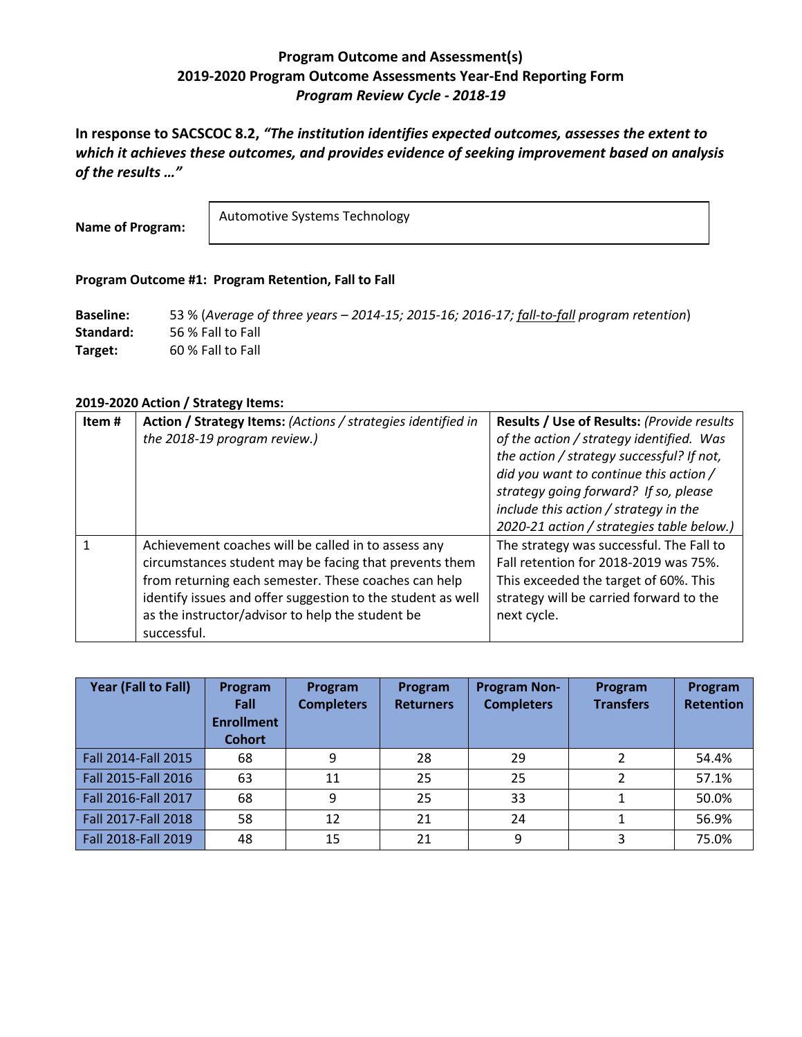# Program Outcome and Assessment(s)
## 2019-2020 Program Outcome Assessments Year-End Reporting Form
### *Program Review Cycle - 2018-19*

**In response to SACSCOC 8.2, *"The institution identifies expected outcomes, assesses the extent to which it achieves these outcomes, and provides evidence of seeking improvement based on analysis of the results …"***

**Name of Program:** Automotive Systems Technology

**Program Outcome #1: Program Retention, Fall to Fall**

**Baseline:** 53 % (*Average of three years – 2014-15; 2015-16; 2016-17; fall-to-fall program retention*)
**Standard:** 56 % Fall to Fall
**Target:** 60 % Fall to Fall

**2019-2020 Action / Strategy Items:**

| Item # | **Action / Strategy Items:** *(Actions / strategies identified in the 2018-19 program review.)* | **Results / Use of Results:** *(Provide results of the action / strategy identified. Was the action / strategy successful? If not, did you want to continue this action / strategy going forward? If so, please include this action / strategy in the 2020-21 action / strategies table below.)* |
|---|---|---|
| 1 | Achievement coaches will be called in to assess any circumstances student may be facing that prevents them from returning each semester. These coaches can help identify issues and offer suggestion to the student as well as the instructor/advisor to help the student be successful. | The strategy was successful. The Fall to Fall retention for 2018-2019 was 75%. This exceeded the target of 60%. This strategy will be carried forward to the next cycle. |

| Year (Fall to Fall) | Program Fall Enrollment Cohort | Program Completers | Program Returners | Program Non-Completers | Program Transfers | Program Retention |
|---|---|---|---|---|---|---|
| Fall 2014-Fall 2015 | 68 | 9 | 28 | 29 | 2 | 54.4% |
| Fall 2015-Fall 2016 | 63 | 11 | 25 | 25 | 2 | 57.1% |
| Fall 2016-Fall 2017 | 68 | 9 | 25 | 33 | 1 | 50.0% |
| Fall 2017-Fall 2018 | 58 | 12 | 21 | 24 | 1 | 56.9% |
| Fall 2018-Fall 2019 | 48 | 15 | 21 | 9 | 3 | 75.0% |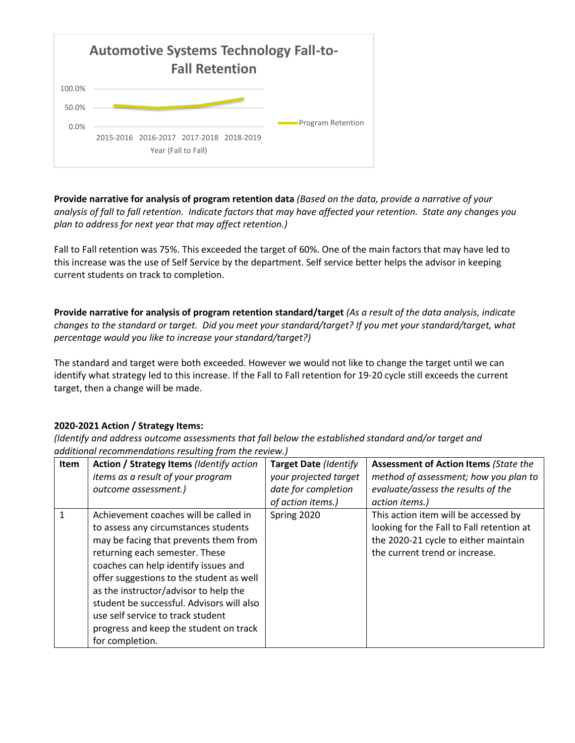**Automotive Systems Technology Fall-to-Fall Retention**

100.0%
50.0%
0.0%

2015-2016 2016-2017 2017-2018 2018-2019

Year (Fall to Fall)

Program Retention

**Provide narrative for analysis of program retention data** *(Based on the data, provide a narrative of your analysis of fall to fall retention. Indicate factors that may have affected your retention. State any changes you plan to address for next year that may affect retention.)*

Fall to Fall retention was 75%. This exceeded the target of 60%. One of the main factors that may have led to this increase was the use of Self Service by the department. Self service better helps the advisor in keeping current students on track to completion.

**Provide narrative for analysis of program retention standard/target** *(As a result of the data analysis, indicate changes to the standard or target. Did you meet your standard/target? If you met your standard/target, what percentage would you like to increase your standard/target?)*

The standard and target were both exceeded. However we would not like to change the target until we can identify what strategy led to this increase. If the Fall to Fall retention for 19-20 cycle still exceeds the current target, then a change will be made.

**2020-2021 Action / Strategy Items:**

*(Identify and address outcome assessments that fall below the established standard and/or target and additional recommendations resulting from the review.)*

| Item | Action / Strategy Items *(Identify action items as a result of your program outcome assessment.)* | Target Date *(Identify your projected target date for completion of action items.)* | Assessment of Action Items *(State the method of assessment; how you plan to evaluate/assess the results of the action items.)* |
|---|---|---|---|
| 1 | Achievement coaches will be called in to assess any circumstances students may be facing that prevents them from returning each semester. These coaches can help identify issues and offer suggestions to the student as well as the instructor/advisor to help the student be successful. Advisors will also use self service to track student progress and keep the student on track for completion. | Spring 2020 | This action item will be accessed by looking for the Fall to Fall retention at the 2020-21 cycle to either maintain the current trend or increase. |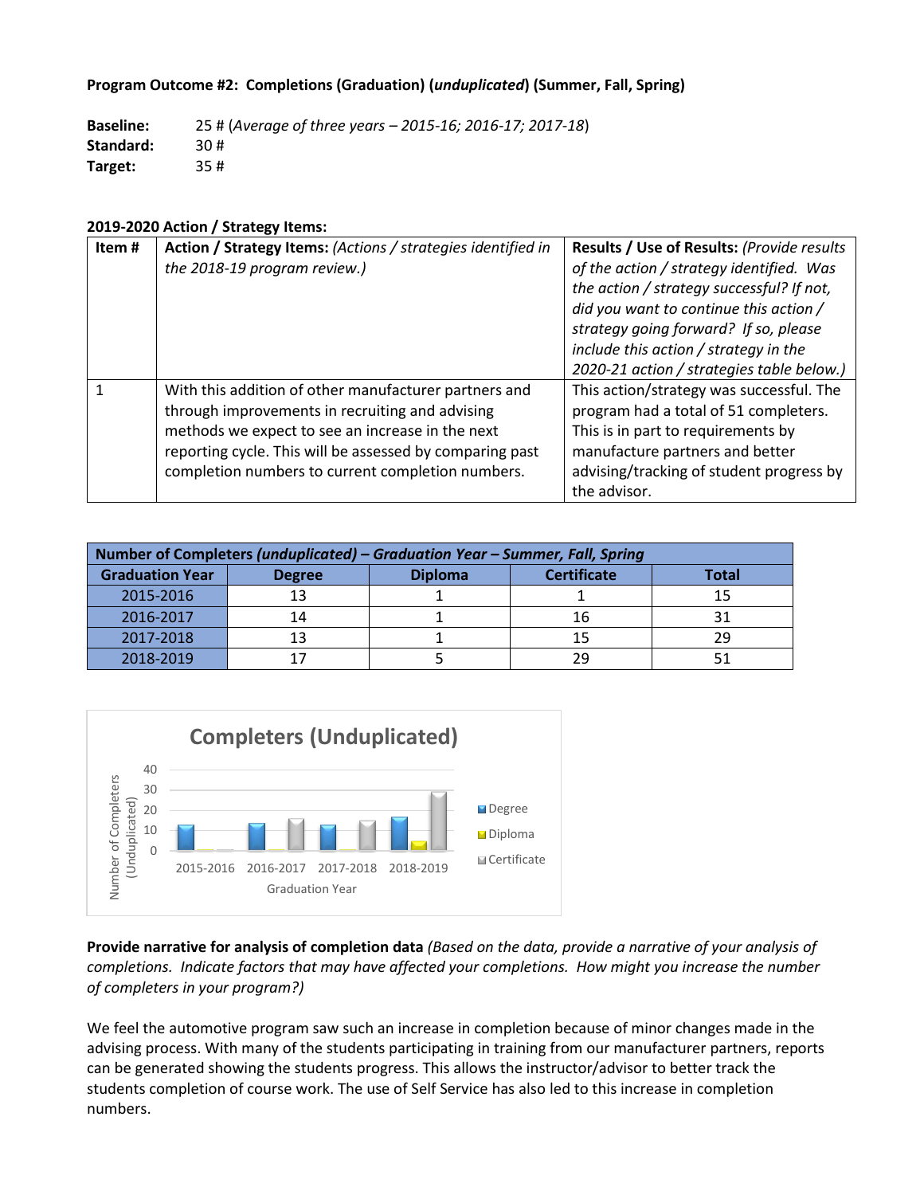**Program Outcome #2: Completions (Graduation) (*unduplicated*) (Summer, Fall, Spring)**

**Baseline:** 25 # (*Average of three years – 2015-16; 2016-17; 2017-18*)
**Standard:** 30 #
**Target:** 35 #

**2019-2020 Action / Strategy Items:**

| Item # | **Action / Strategy Items:** *(Actions / strategies identified in the 2018-19 program review.)* | **Results / Use of Results:** *(Provide results of the action / strategy identified. Was the action / strategy successful? If not, did you want to continue this action / strategy going forward? If so, please include this action / strategy in the 2020-21 action / strategies table below.)* |
|---|---|---|
| 1 | With this addition of other manufacturer partners and through improvements in recruiting and advising methods we expect to see an increase in the next reporting cycle. This will be assessed by comparing past completion numbers to current completion numbers. | This action/strategy was successful. The program had a total of 51 completers. This is in part to requirements by manufacture partners and better advising/tracking of student progress by the advisor. |

**Number of Completers *(unduplicated)* – *Graduation Year – Summer, Fall, Spring***

| Graduation Year | Degree | Diploma | Certificate | Total |
|---|---|---|---|---|
| 2015-2016 | 13 | 1 | 1 | 15 |
| 2016-2017 | 14 | 1 | 16 | 31 |
| 2017-2018 | 13 | 1 | 15 | 29 |
| 2018-2019 | 17 | 5 | 29 | 51 |

**Provide narrative for analysis of completion data** *(Based on the data, provide a narrative of your analysis of completions. Indicate factors that may have affected your completions. How might you increase the number of completers in your program?)*

We feel the automotive program saw such an increase in completion because of minor changes made in the advising process. With many of the students participating in training from our manufacturer partners, reports can be generated showing the students progress. This allows the instructor/advisor to better track the students completion of course work. The use of Self Service has also led to this increase in completion numbers.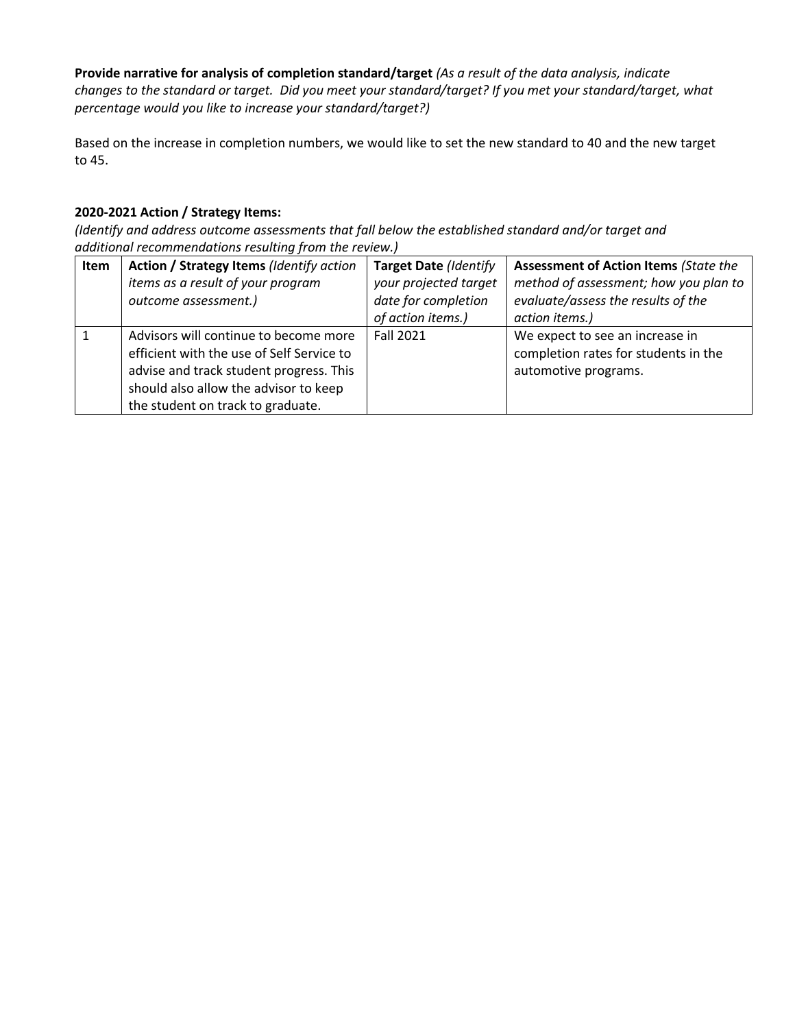**Provide narrative for analysis of completion standard/target** *(As a result of the data analysis, indicate changes to the standard or target. Did you meet your standard/target? If you met your standard/target, what percentage would you like to increase your standard/target?)*

Based on the increase in completion numbers, we would like to set the new standard to 40 and the new target to 45.

**2020-2021 Action / Strategy Items:**

*(Identify and address outcome assessments that fall below the established standard and/or target and additional recommendations resulting from the review.)*

| Item | Action / Strategy Items *(Identify action items as a result of your program outcome assessment.)* | Target Date *(Identify your projected target date for completion of action items.)* | Assessment of Action Items *(State the method of assessment; how you plan to evaluate/assess the results of the action items.)* |
|---|---|---|---|
| 1 | Advisors will continue to become more efficient with the use of Self Service to advise and track student progress. This should also allow the advisor to keep the student on track to graduate. | Fall 2021 | We expect to see an increase in completion rates for students in the automotive programs. |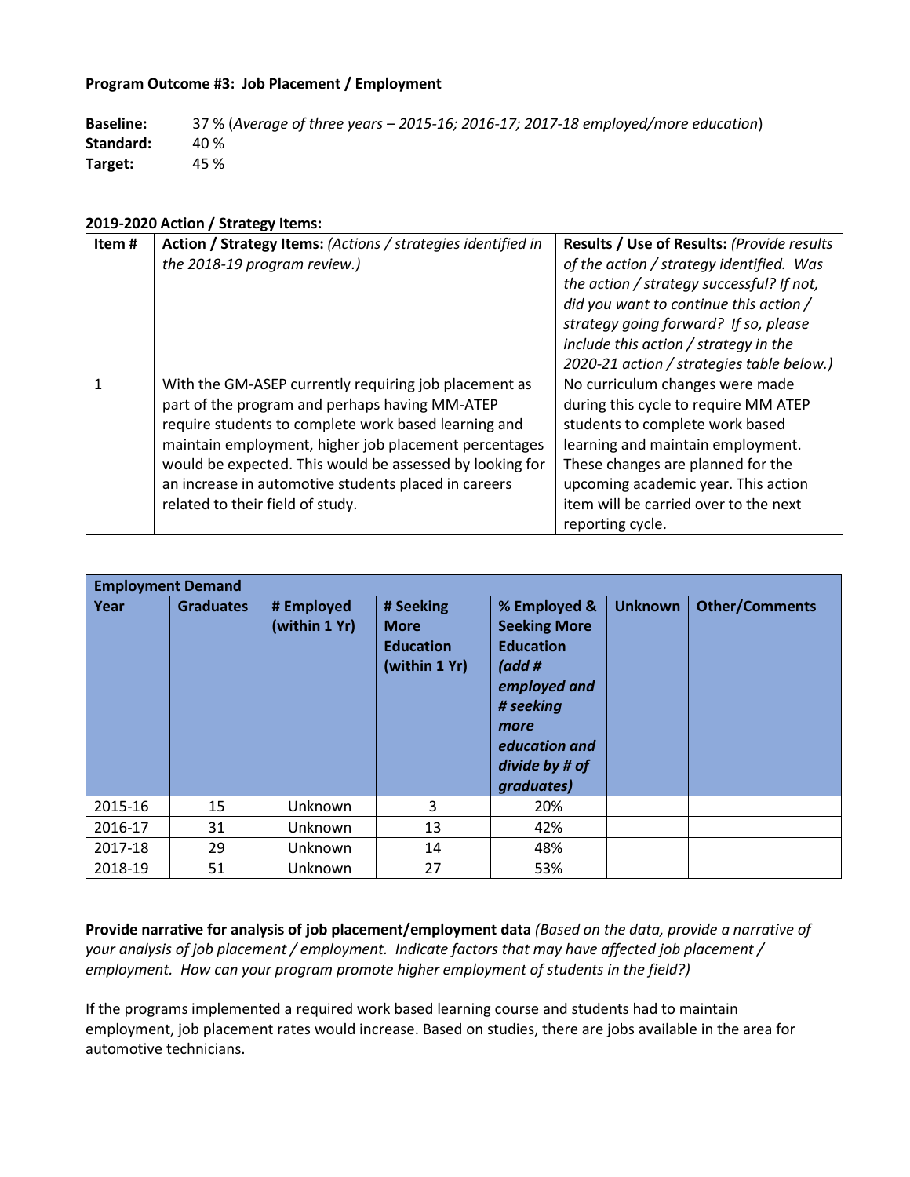**Program Outcome #3: Job Placement / Employment**

**Baseline:** 37 % (*Average of three years – 2015-16; 2016-17; 2017-18 employed/more education*)
**Standard:** 40 %
**Target:** 45 %

**2019-2020 Action / Strategy Items:**

| Item # | Action / Strategy Items: *(Actions / strategies identified in the 2018-19 program review.)* | Results / Use of Results: *(Provide results of the action / strategy identified. Was the action / strategy successful? If not, did you want to continue this action / strategy going forward? If so, please include this action / strategy in the 2020-21 action / strategies table below.)* |
|---|---|---|
| 1 | With the GM-ASEP currently requiring job placement as part of the program and perhaps having MM-ATEP require students to complete work based learning and maintain employment, higher job placement percentages would be expected. This would be assessed by looking for an increase in automotive students placed in careers related to their field of study. | No curriculum changes were made during this cycle to require MM ATEP students to complete work based learning and maintain employment. These changes are planned for the upcoming academic year. This action item will be carried over to the next reporting cycle. |

| Employment Demand | | | | | | |
|---|---|---|---|---|---|---|
| **Year** | **Graduates** | **# Employed (within 1 Yr)** | **# Seeking More Education (within 1 Yr)** | **% Employed & Seeking More Education** *(add # employed and # seeking more education and divide by # of graduates)* | **Unknown** | **Other/Comments** |
| 2015-16 | 15 | Unknown | 3 | 20% | | |
| 2016-17 | 31 | Unknown | 13 | 42% | | |
| 2017-18 | 29 | Unknown | 14 | 48% | | |
| 2018-19 | 51 | Unknown | 27 | 53% | | |

**Provide narrative for analysis of job placement/employment data** *(Based on the data, provide a narrative of your analysis of job placement / employment. Indicate factors that may have affected job placement / employment. How can your program promote higher employment of students in the field?)*

If the programs implemented a required work based learning course and students had to maintain employment, job placement rates would increase. Based on studies, there are jobs available in the area for automotive technicians.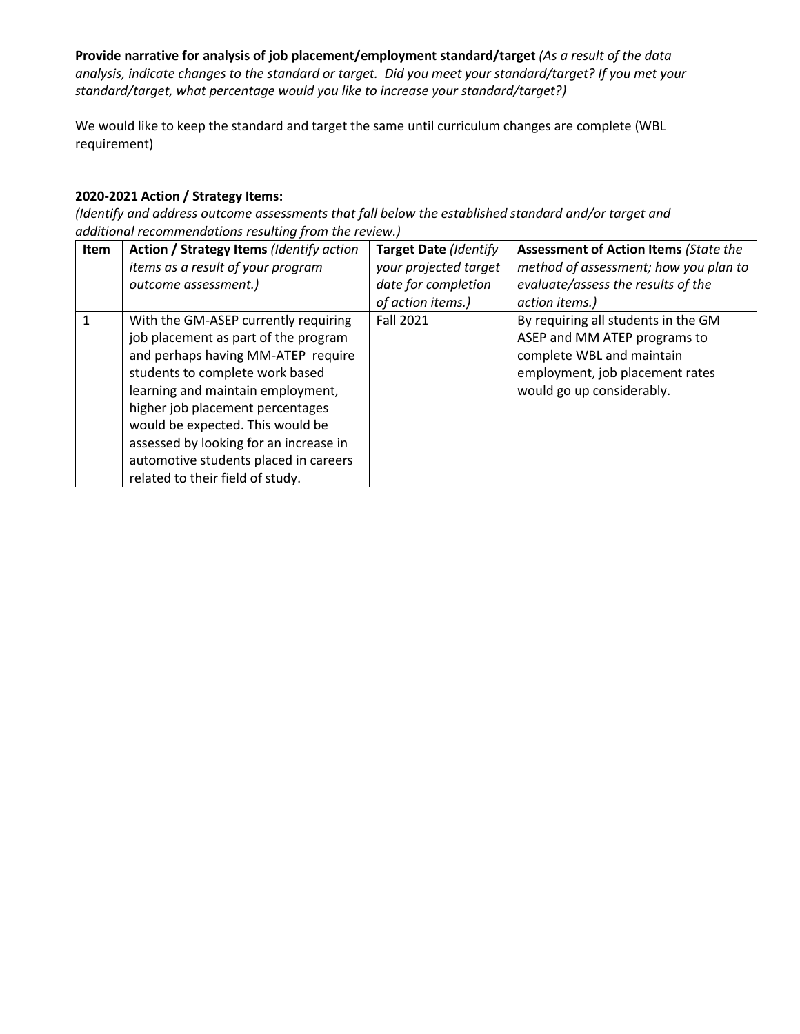**Provide narrative for analysis of job placement/employment standard/target** *(As a result of the data analysis, indicate changes to the standard or target. Did you meet your standard/target? If you met your standard/target, what percentage would you like to increase your standard/target?)*

We would like to keep the standard and target the same until curriculum changes are complete (WBL requirement)

**2020-2021 Action / Strategy Items:**

*(Identify and address outcome assessments that fall below the established standard and/or target and additional recommendations resulting from the review.)*

| Item | **Action / Strategy Items** *(Identify action items as a result of your program outcome assessment.)* | **Target Date** *(Identify your projected target date for completion of action items.)* | **Assessment of Action Items** *(State the method of assessment; how you plan to evaluate/assess the results of the action items.)* |
|---|---|---|---|
| 1 | With the GM-ASEP currently requiring job placement as part of the program and perhaps having MM-ATEP require students to complete work based learning and maintain employment, higher job placement percentages would be expected. This would be assessed by looking for an increase in automotive students placed in careers related to their field of study. | Fall 2021 | By requiring all students in the GM ASEP and MM ATEP programs to complete WBL and maintain employment, job placement rates would go up considerably. |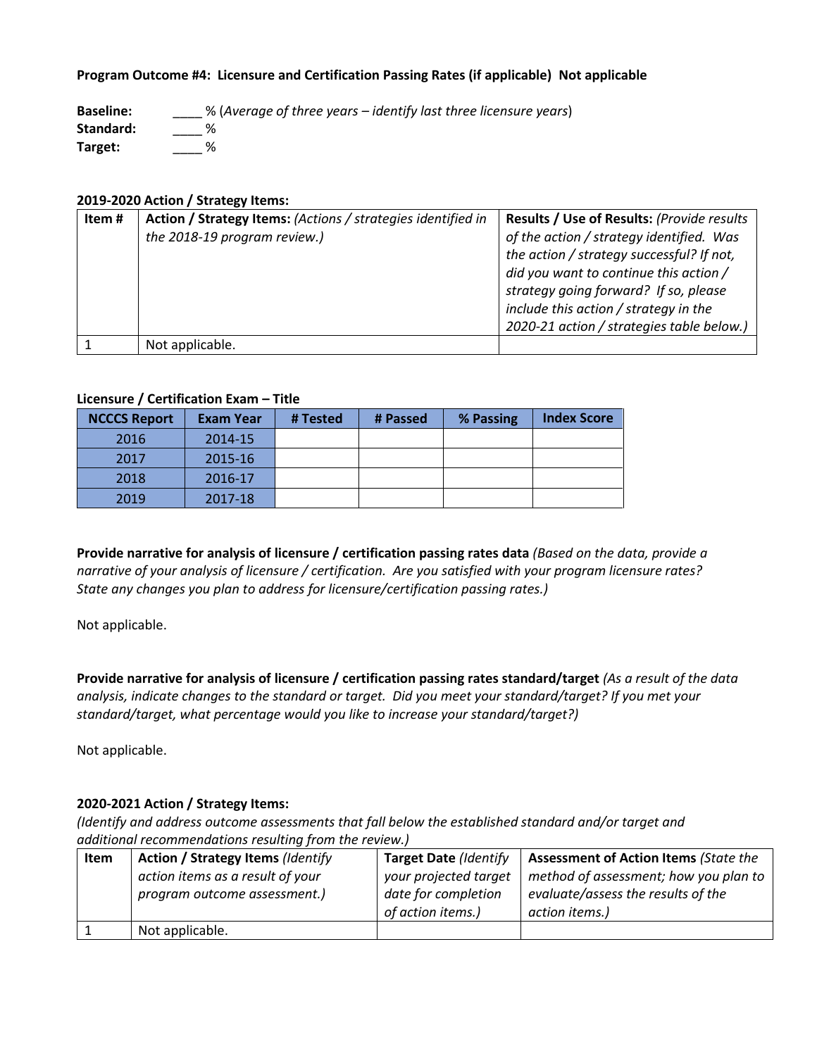**Program Outcome #4: Licensure and Certification Passing Rates (if applicable) Not applicable**

**Baseline:** ____ % (*Average of three years – identify last three licensure years*)
**Standard:** ____ %
**Target:** ____ %

**2019-2020 Action / Strategy Items:**

| Item # | **Action / Strategy Items:** *(Actions / strategies identified in the 2018-19 program review.)* | **Results / Use of Results:** *(Provide results of the action / strategy identified. Was the action / strategy successful? If not, did you want to continue this action / strategy going forward? If so, please include this action / strategy in the 2020-21 action / strategies table below.)* |
|---|---|---|
| 1 | Not applicable. | |

**Licensure / Certification Exam – Title**

| NCCCS Report | Exam Year | # Tested | # Passed | % Passing | Index Score |
|---|---|---|---|---|---|
| 2016 | 2014-15 | | | | |
| 2017 | 2015-16 | | | | |
| 2018 | 2016-17 | | | | |
| 2019 | 2017-18 | | | | |

**Provide narrative for analysis of licensure / certification passing rates data** *(Based on the data, provide a narrative of your analysis of licensure / certification. Are you satisfied with your program licensure rates? State any changes you plan to address for licensure/certification passing rates.)*

Not applicable.

**Provide narrative for analysis of licensure / certification passing rates standard/target** *(As a result of the data analysis, indicate changes to the standard or target. Did you meet your standard/target? If you met your standard/target, what percentage would you like to increase your standard/target?)*

Not applicable.

**2020-2021 Action / Strategy Items:**
*(Identify and address outcome assessments that fall below the established standard and/or target and additional recommendations resulting from the review.)*

| Item | **Action / Strategy Items** *(Identify action items as a result of your program outcome assessment.)* | **Target Date** *(Identify your projected target date for completion of action items.)* | **Assessment of Action Items** *(State the method of assessment; how you plan to evaluate/assess the results of the action items.)* |
|---|---|---|---|
| 1 | Not applicable. | | |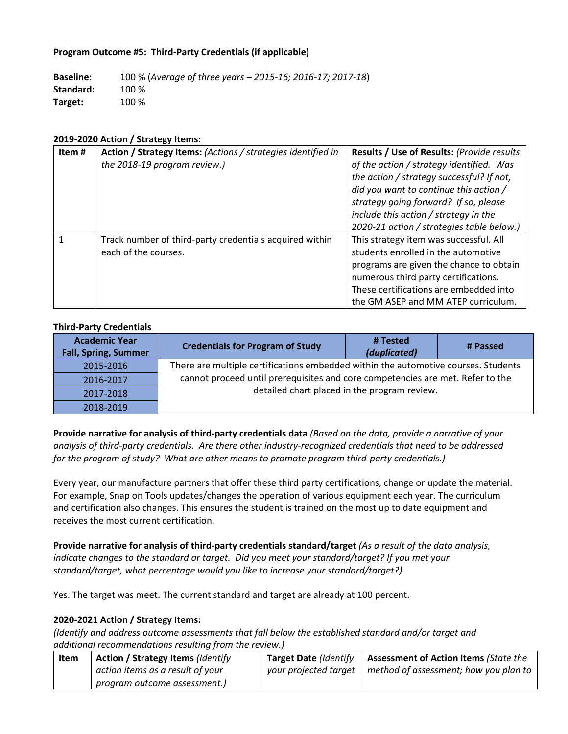**Program Outcome #5: Third-Party Credentials (if applicable)**

**Baseline:** 100 % (*Average of three years – 2015-16; 2016-17; 2017-18*)
**Standard:** 100 %
**Target:** 100 %

**2019-2020 Action / Strategy Items:**

| Item # | **Action / Strategy Items:** *(Actions / strategies identified in the 2018-19 program review.)* | **Results / Use of Results:** *(Provide results of the action / strategy identified. Was the action / strategy successful? If not, did you want to continue this action / strategy going forward? If so, please include this action / strategy in the 2020-21 action / strategies table below.)* |
|---|---|---|
| 1 | Track number of third-party credentials acquired within each of the courses. | This strategy item was successful. All students enrolled in the automotive programs are given the chance to obtain numerous third party certifications. These certifications are embedded into the GM ASEP and MM ATEP curriculum. |

**Third-Party Credentials**

| Academic Year Fall, Spring, Summer | Credentials for Program of Study | # Tested *(duplicated)* | # Passed |
|---|---|---|---|
| 2015-2016 | There are multiple certifications embedded within the automotive courses. Students cannot proceed until prerequisites and core competencies are met. Refer to the detailed chart placed in the program review. | | |
| 2016-2017 | | | |
| 2017-2018 | | | |
| 2018-2019 | | | |

**Provide narrative for analysis of third-party credentials data** *(Based on the data, provide a narrative of your analysis of third-party credentials. Are there other industry-recognized credentials that need to be addressed for the program of study? What are other means to promote program third-party credentials.)*

Every year, our manufacture partners that offer these third party certifications, change or update the material. For example, Snap on Tools updates/changes the operation of various equipment each year. The curriculum and certification also changes. This ensures the student is trained on the most up to date equipment and receives the most current certification.

**Provide narrative for analysis of third-party credentials standard/target** *(As a result of the data analysis, indicate changes to the standard or target. Did you meet your standard/target? If you met your standard/target, what percentage would you like to increase your standard/target?)*

Yes. The target was meet. The current standard and target are already at 100 percent.

**2020-2021 Action / Strategy Items:**
*(Identify and address outcome assessments that fall below the established standard and/or target and additional recommendations resulting from the review.)*

| Item | **Action / Strategy Items** *(Identify action items as a result of your program outcome assessment.)* | **Target Date** *(Identify your projected target* | **Assessment of Action Items** *(State the method of assessment; how you plan to* |
|---|---|---|---|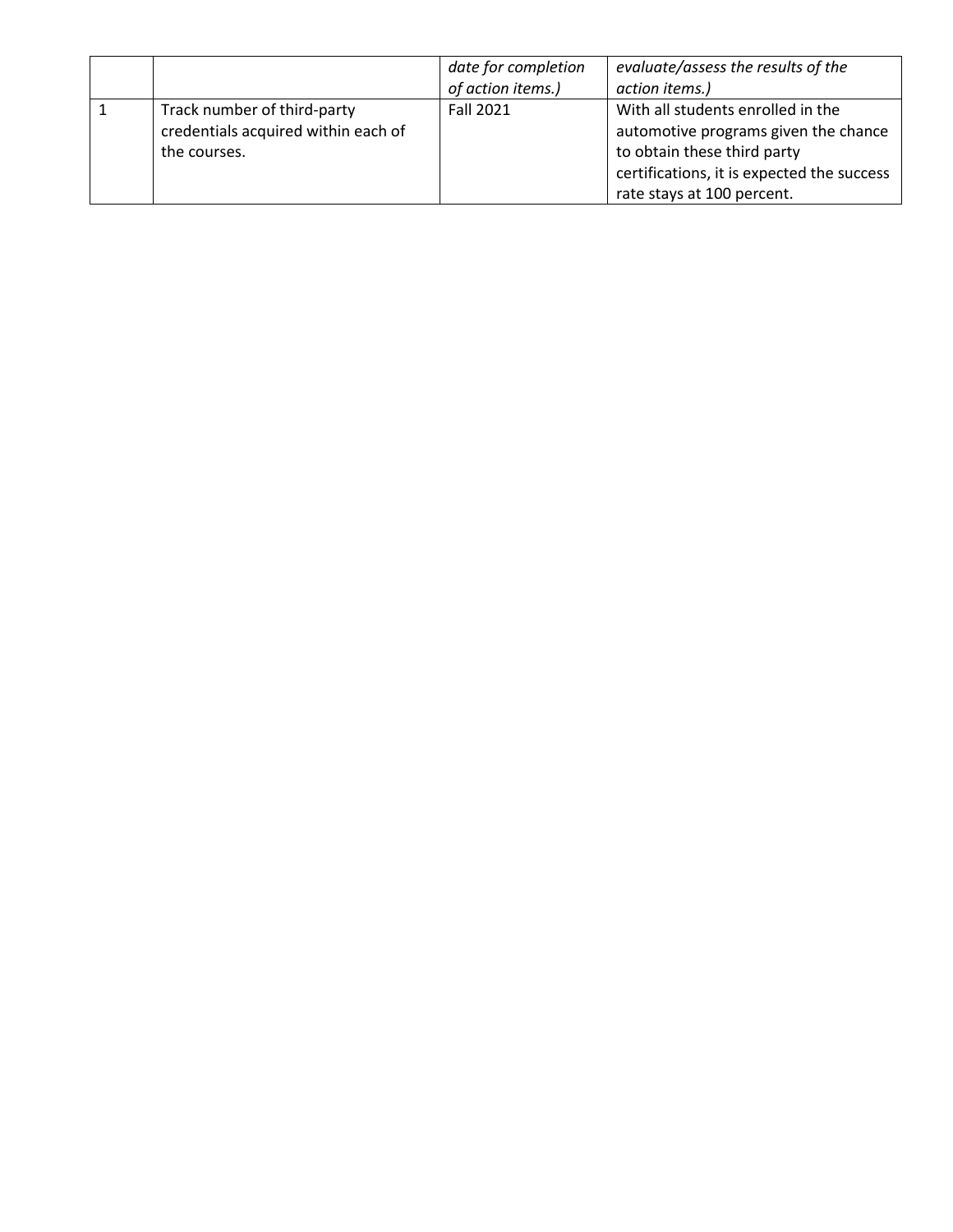| | | *date for completion of action items.)* | *evaluate/assess the results of the action items.)* |
|---|---|---|---|
| 1 | Track number of third-party credentials acquired within each of the courses. | Fall 2021 | With all students enrolled in the automotive programs given the chance to obtain these third party certifications, it is expected the success rate stays at 100 percent. |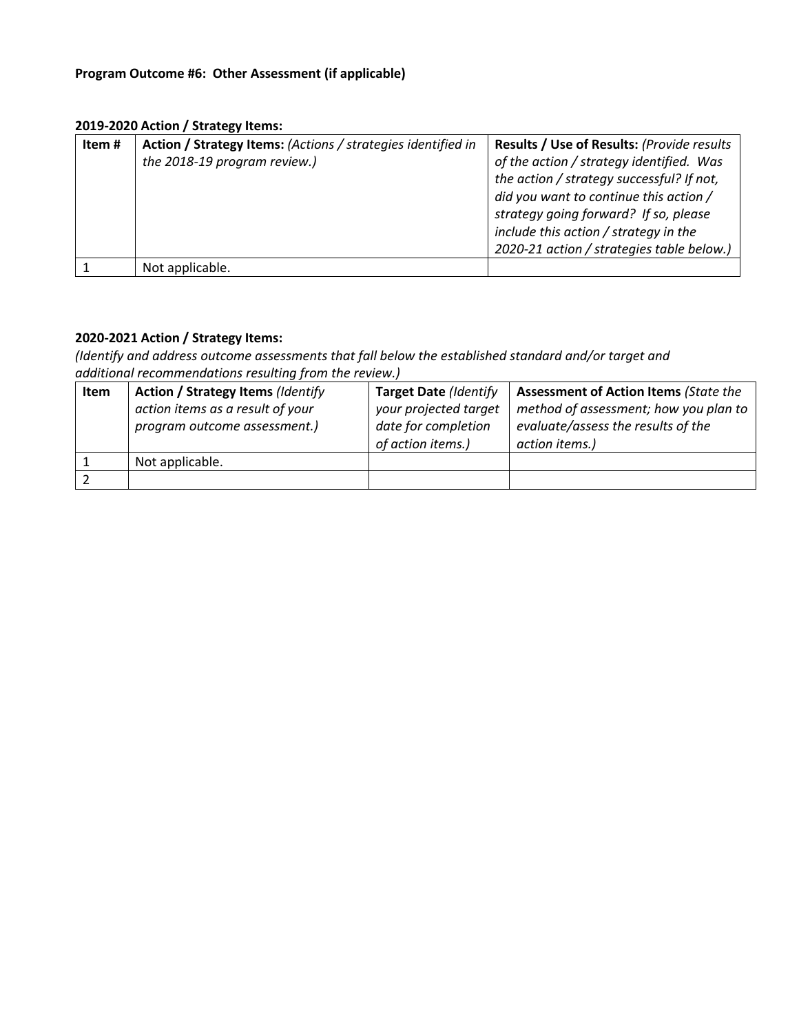**Program Outcome #6: Other Assessment (if applicable)**

**2019-2020 Action / Strategy Items:**

| Item # | **Action / Strategy Items:** *(Actions / strategies identified in the 2018-19 program review.)* | **Results / Use of Results:** *(Provide results of the action / strategy identified. Was the action / strategy successful? If not, did you want to continue this action / strategy going forward? If so, please include this action / strategy in the 2020-21 action / strategies table below.)* |
|---|---|---|
| 1 | Not applicable. | |

**2020-2021 Action / Strategy Items:**

*(Identify and address outcome assessments that fall below the established standard and/or target and additional recommendations resulting from the review.)*

| Item | **Action / Strategy Items** *(Identify action items as a result of your program outcome assessment.)* | **Target Date** *(Identify your projected target date for completion of action items.)* | **Assessment of Action Items** *(State the method of assessment; how you plan to evaluate/assess the results of the action items.)* |
|---|---|---|---|
| 1 | Not applicable. | | |
| 2 | | | |